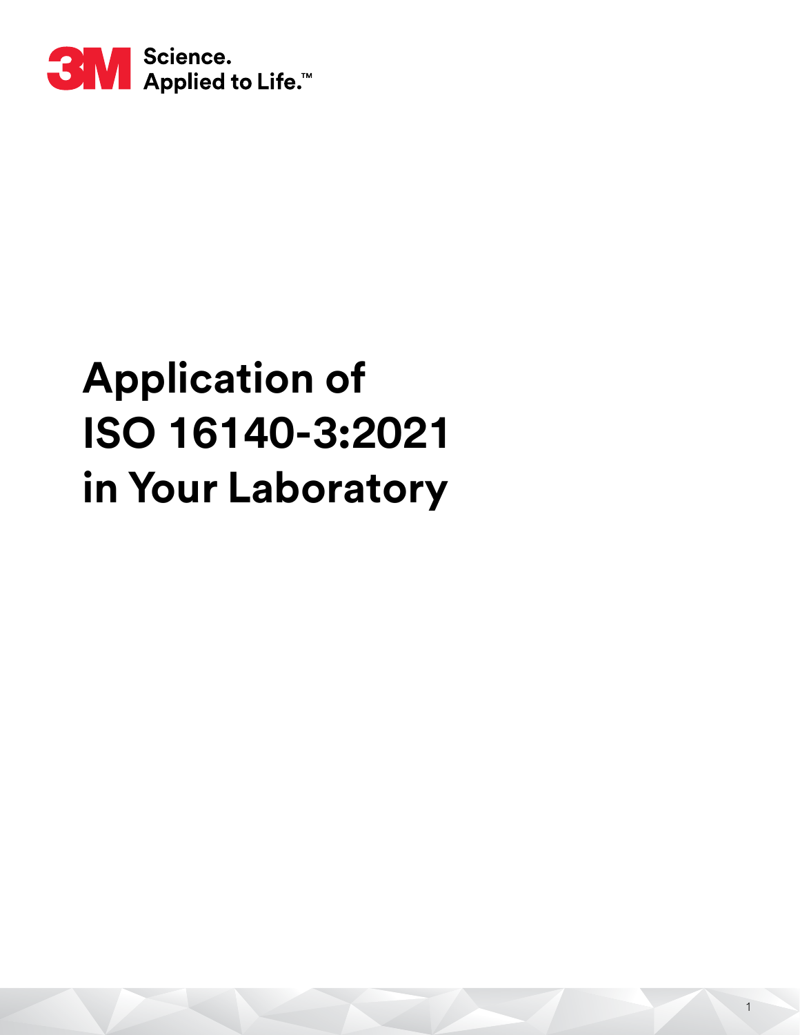3M Science. Applied to Life.™

# Application of ISO 16140-3:2021 in Your Laboratory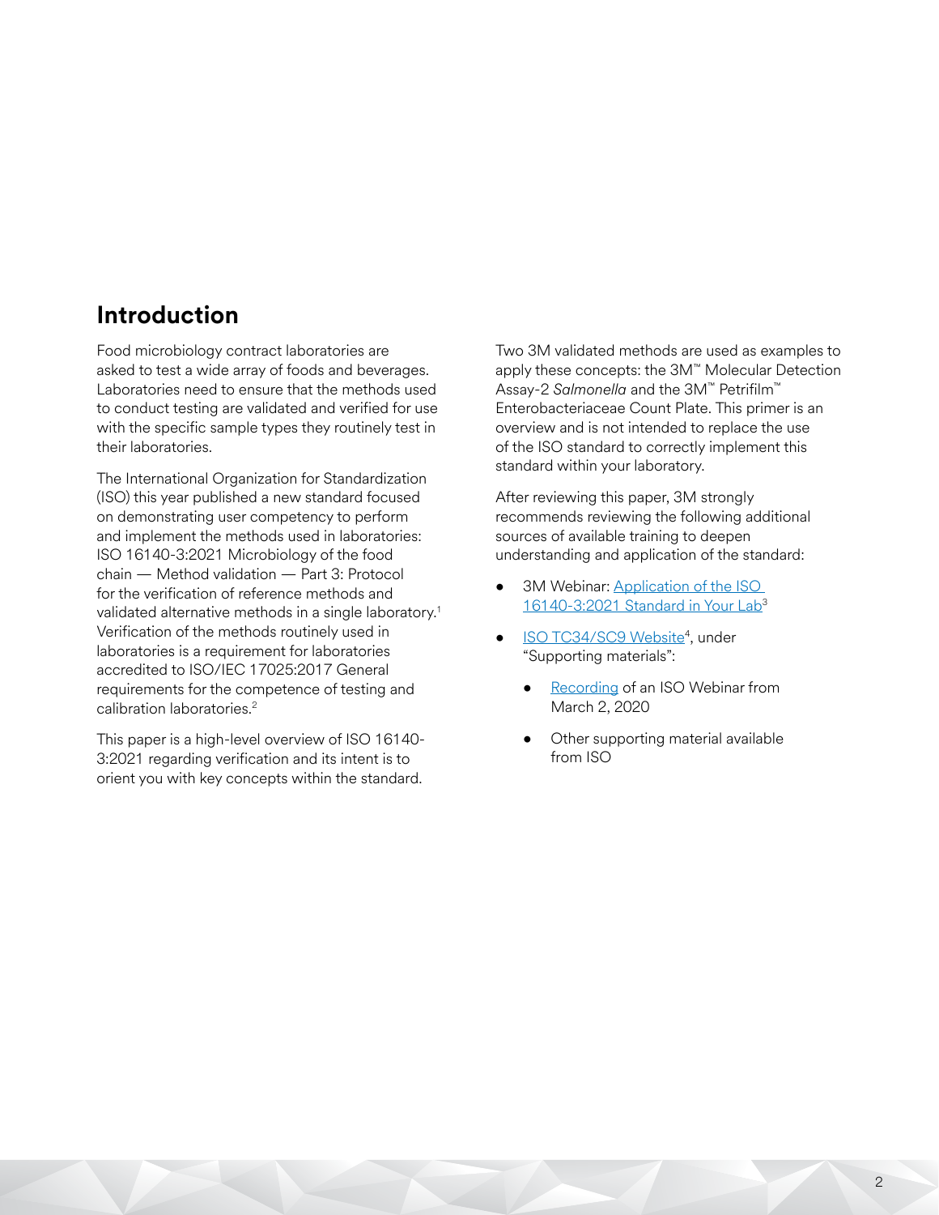## Introduction

Food microbiology contract laboratories are asked to test a wide array of foods and beverages. Laboratories need to ensure that the methods used to conduct testing are validated and verified for use with the specific sample types they routinely test in their laboratories.

The International Organization for Standardization (ISO) this year published a new standard focused on demonstrating user competency to perform and implement the methods used in laboratories: ISO 16140-3:2021 Microbiology of the food chain — Method validation — Part 3: Protocol for the verification of reference methods and validated alternative methods in a single laboratory.[1] Verification of the methods routinely used in laboratories is a requirement for laboratories accredited to ISO/IEC 17025:2017 General requirements for the competence of testing and calibration laboratories.[2]

This paper is a high-level overview of ISO 16140-3:2021 regarding verification and its intent is to orient you with key concepts within the standard.

Two 3M validated methods are used as examples to apply these concepts: the 3M™ Molecular Detection Assay-2 *Salmonella* and the 3M™ Petrifilm™ Enterobacteriaceae Count Plate. This primer is an overview and is not intended to replace the use of the ISO standard to correctly implement this standard within your laboratory.

After reviewing this paper, 3M strongly recommends reviewing the following additional sources of available training to deepen understanding and application of the standard:

- 3M Webinar: Application of the ISO 16140-3:2021 Standard in Your Lab[3]
- ISO TC34/SC9 Website[4], under "Supporting materials":
  - Recording of an ISO Webinar from March 2, 2020
  - Other supporting material available from ISO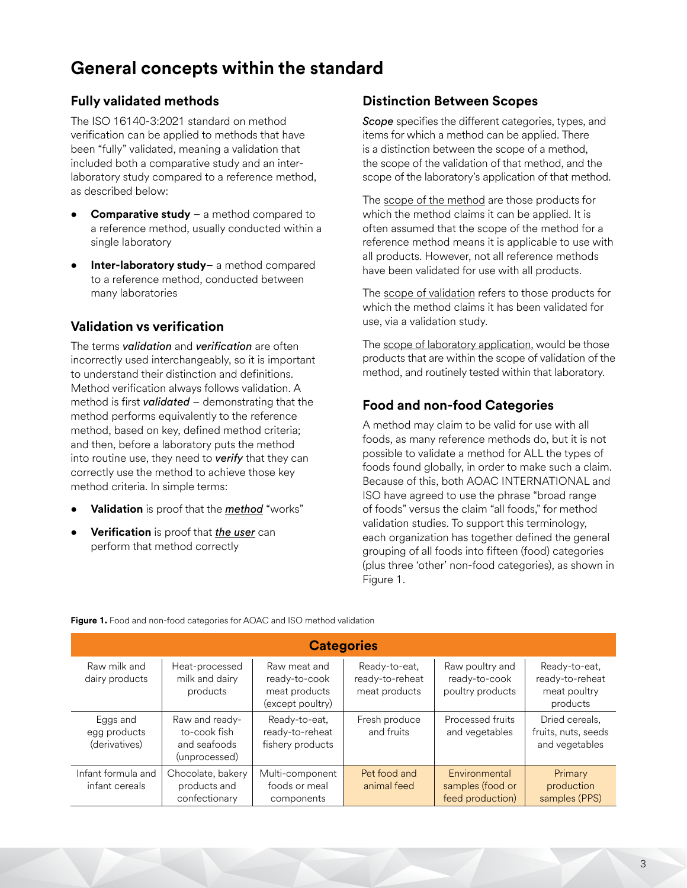# General concepts within the standard

## Fully validated methods

The ISO 16140-3:2021 standard on method verification can be applied to methods that have been "fully" validated, meaning a validation that included both a comparative study and an inter-laboratory study compared to a reference method, as described below:

- **Comparative study** – a method compared to a reference method, usually conducted within a single laboratory
- **Inter-laboratory study**– a method compared to a reference method, conducted between many laboratories

## Validation vs verification

The terms ***validation*** and ***verification*** are often incorrectly used interchangeably, so it is important to understand their distinction and definitions. Method verification always follows validation. A method is first ***validated*** – demonstrating that the method performs equivalently to the reference method, based on key, defined method criteria; and then, before a laboratory puts the method into routine use, they need to ***verify*** that they can correctly use the method to achieve those key method criteria. In simple terms:

- **Validation** is proof that the ***method*** "works"
- **Verification** is proof that ***the user*** can perform that method correctly

## Distinction Between Scopes

***Scope*** specifies the different categories, types, and items for which a method can be applied. There is a distinction between the scope of a method, the scope of the validation of that method, and the scope of the laboratory's application of that method.

The scope of the method are those products for which the method claims it can be applied. It is often assumed that the scope of the method for a reference method means it is applicable to use with all products. However, not all reference methods have been validated for use with all products.

The scope of validation refers to those products for which the method claims it has been validated for use, via a validation study.

The scope of laboratory application, would be those products that are within the scope of validation of the method, and routinely tested within that laboratory.

## Food and non-food Categories

A method may claim to be valid for use with all foods, as many reference methods do, but it is not possible to validate a method for ALL the types of foods found globally, in order to make such a claim. Because of this, both AOAC INTERNATIONAL and ISO have agreed to use the phrase "broad range of foods" versus the claim "all foods," for method validation studies. To support this terminology, each organization has together defined the general grouping of all foods into fifteen (food) categories (plus three 'other' non-food categories), as shown in Figure 1.

**Figure 1.** Food and non-food categories for AOAC and ISO method validation

| Categories | | | | | |
|---|---|---|---|---|---|
| Raw milk and dairy products | Heat-processed milk and dairy products | Raw meat and ready-to-cook meat products (except poultry) | Ready-to-eat, ready-to-reheat meat products | Raw poultry and ready-to-cook poultry products | Ready-to-eat, ready-to-reheat meat poultry products |
| Eggs and egg products (derivatives) | Raw and ready-to-cook fish and seafoods (unprocessed) | Ready-to-eat, ready-to-reheat fishery products | Fresh produce and fruits | Processed fruits and vegetables | Dried cereals, fruits, nuts, seeds and vegetables |
| Infant formula and infant cereals | Chocolate, bakery products and confectionary | Multi-component foods or meal components | Pet food and animal feed | Environmental samples (food or feed production) | Primary production samples (PPS) |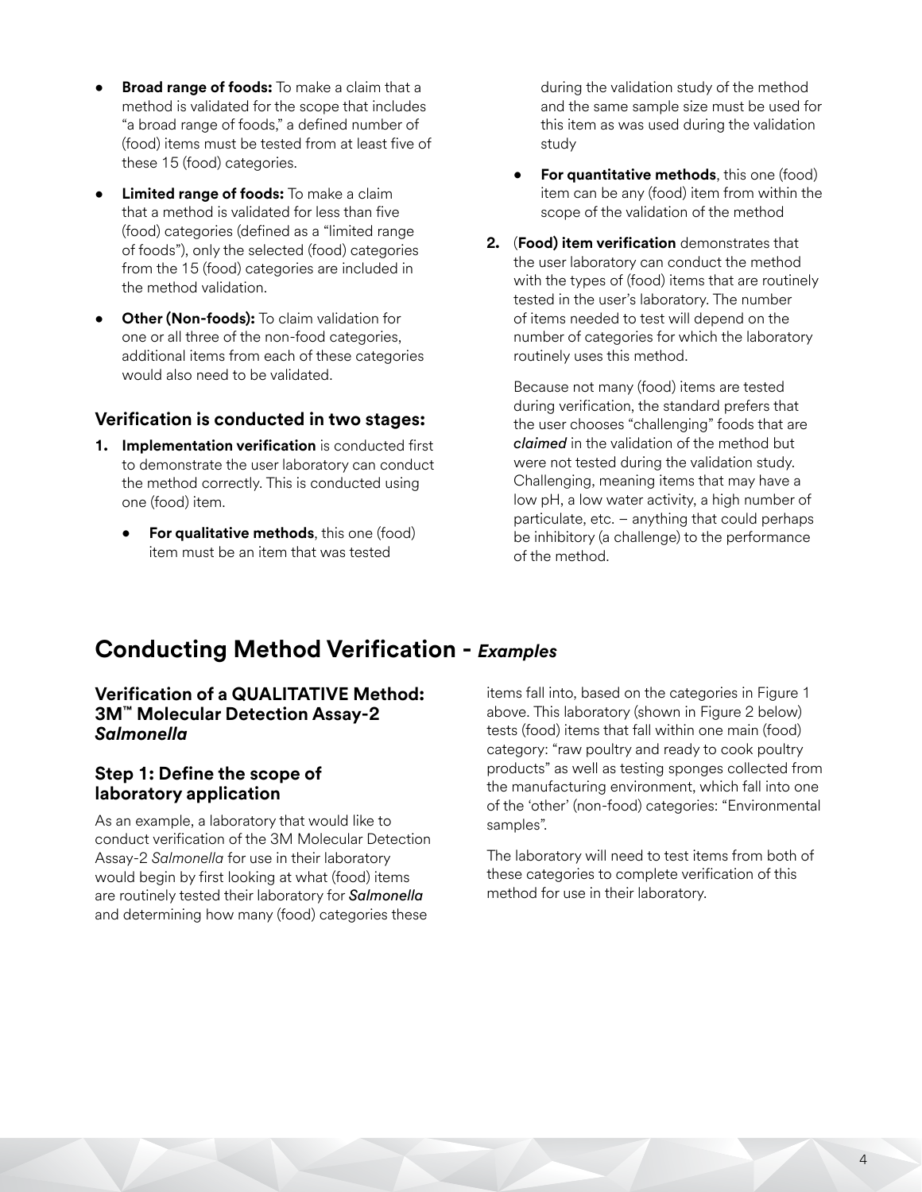- **Broad range of foods:** To make a claim that a method is validated for the scope that includes "a broad range of foods," a defined number of (food) items must be tested from at least five of these 15 (food) categories.
- **Limited range of foods:** To make a claim that a method is validated for less than five (food) categories (defined as a "limited range of foods"), only the selected (food) categories from the 15 (food) categories are included in the method validation.
- **Other (Non-foods):** To claim validation for one or all three of the non-food categories, additional items from each of these categories would also need to be validated.

### Verification is conducted in two stages:

1. **Implementation verification** is conducted first to demonstrate the user laboratory can conduct the method correctly. This is conducted using one (food) item.
    - **For qualitative methods**, this one (food) item must be an item that was tested during the validation study of the method and the same sample size must be used for this item as was used during the validation study
    - **For quantitative methods**, this one (food) item can be any (food) item from within the scope of the validation of the method
2. (**Food) item verification** demonstrates that the user laboratory can conduct the method with the types of (food) items that are routinely tested in the user's laboratory. The number of items needed to test will depend on the number of categories for which the laboratory routinely uses this method.

    Because not many (food) items are tested during verification, the standard prefers that the user chooses "challenging" foods that are ***claimed*** in the validation of the method but were not tested during the validation study. Challenging, meaning items that may have a low pH, a low water activity, a high number of particulate, etc. – anything that could perhaps be inhibitory (a challenge) to the performance of the method.

## Conducting Method Verification - *Examples*

### Verification of a QUALITATIVE Method: 3M™ Molecular Detection Assay-2 *Salmonella*

### Step 1: Define the scope of laboratory application

As an example, a laboratory that would like to conduct verification of the 3M Molecular Detection Assay-2 *Salmonella* for use in their laboratory would begin by first looking at what (food) items are routinely tested their laboratory for ***Salmonella*** and determining how many (food) categories these items fall into, based on the categories in Figure 1 above. This laboratory (shown in Figure 2 below) tests (food) items that fall within one main (food) category: "raw poultry and ready to cook poultry products" as well as testing sponges collected from the manufacturing environment, which fall into one of the 'other' (non-food) categories: "Environmental samples".

The laboratory will need to test items from both of these categories to complete verification of this method for use in their laboratory.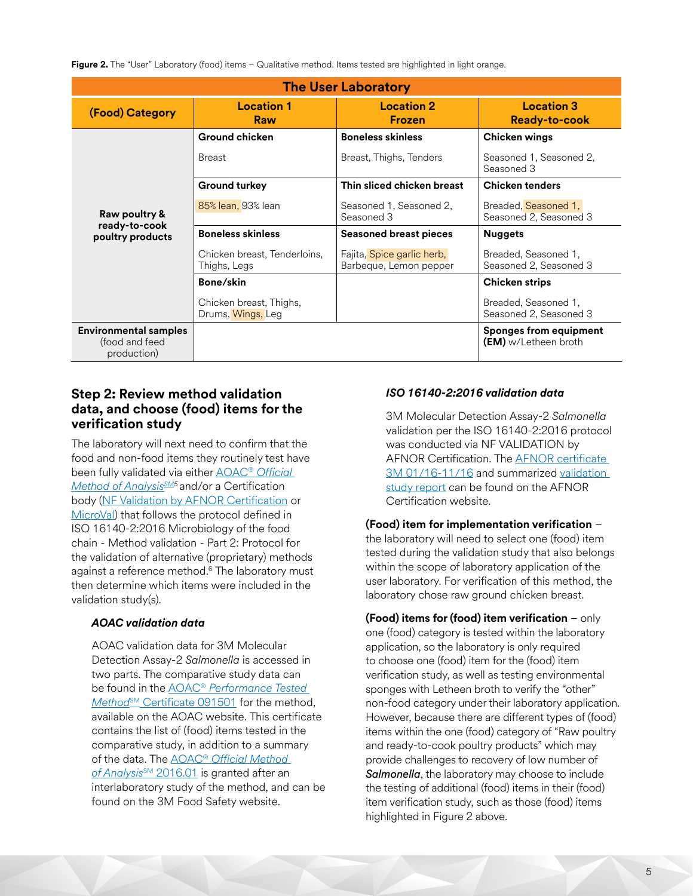**Figure 2.** The "User" Laboratory (food) items – Qualitative method. Items tested are highlighted in light orange.

| The User Laboratory | | | |
|---|---|---|---|
| **(Food) Category** | **Location 1 Raw** | **Location 2 Frozen** | **Location 3 Ready-to-cook** |
| **Raw poultry & ready-to-cook poultry products** | **Ground chicken**<br>Breast | **Boneless skinless**<br>Breast, Thighs, Tenders | **Chicken wings**<br>Seasoned 1, Seasoned 2, Seasoned 3 |
| | **Ground turkey**<br>85% lean, 93% lean | **Thin sliced chicken breast**<br>Seasoned 1, Seasoned 2, Seasoned 3 | **Chicken tenders**<br>Breaded, Seasoned 1, Seasoned 2, Seasoned 3 |
| | **Boneless skinless**<br>Chicken breast, Tenderloins, Thighs, Legs | **Seasoned breast pieces**<br>Fajita, Spice garlic herb, Barbeque, Lemon pepper | **Nuggets**<br>Breaded, Seasoned 1, Seasoned 2, Seasoned 3 |
| | **Bone/skin**<br>Chicken breast, Thighs, Drums, Wings, Leg | | **Chicken strips**<br>Breaded, Seasoned 1, Seasoned 2, Seasoned 3 |
| **Environmental samples** (food and feed production) | | | **Sponges from equipment (EM)** w/Letheen broth |

## Step 2: Review method validation data, and choose (food) items for the verification study

The laboratory will next need to confirm that the food and non-food items they routinely test have been fully validated via either AOAC® *Official Method of Analysis*SM[5] and/or a Certification body (NF Validation by AFNOR Certification or MicroVal) that follows the protocol defined in ISO 16140-2:2016 Microbiology of the food chain - Method validation - Part 2: Protocol for the validation of alternative (proprietary) methods against a reference method.[6] The laboratory must then determine which items were included in the validation study(s).

### *AOAC validation data*

AOAC validation data for 3M Molecular Detection Assay-2 *Salmonella* is accessed in two parts. The comparative study data can be found in the AOAC® *Performance Tested Method*SM Certificate 091501 for the method, available on the AOAC website. This certificate contains the list of (food) items tested in the comparative study, in addition to a summary of the data. The AOAC® *Official Method of Analysis*SM 2016.01 is granted after an interlaboratory study of the method, and can be found on the 3M Food Safety website.

### *ISO 16140-2:2016 validation data*

3M Molecular Detection Assay-2 *Salmonella* validation per the ISO 16140-2:2016 protocol was conducted via NF VALIDATION by AFNOR Certification. The AFNOR certificate 3M 01/16-11/16 and summarized validation study report can be found on the AFNOR Certification website.

**(Food) item for implementation verification** – the laboratory will need to select one (food) item tested during the validation study that also belongs within the scope of laboratory application of the user laboratory. For verification of this method, the laboratory chose raw ground chicken breast.

**(Food) items for (food) item verification** – only one (food) category is tested within the laboratory application, so the laboratory is only required to choose one (food) item for the (food) item verification study, as well as testing environmental sponges with Letheen broth to verify the "other" non-food category under their laboratory application. However, because there are different types of (food) items within the one (food) category of "Raw poultry and ready-to-cook poultry products" which may provide challenges to recovery of low number of ***Salmonella***, the laboratory may choose to include the testing of additional (food) items in their (food) item verification study, such as those (food) items highlighted in Figure 2 above.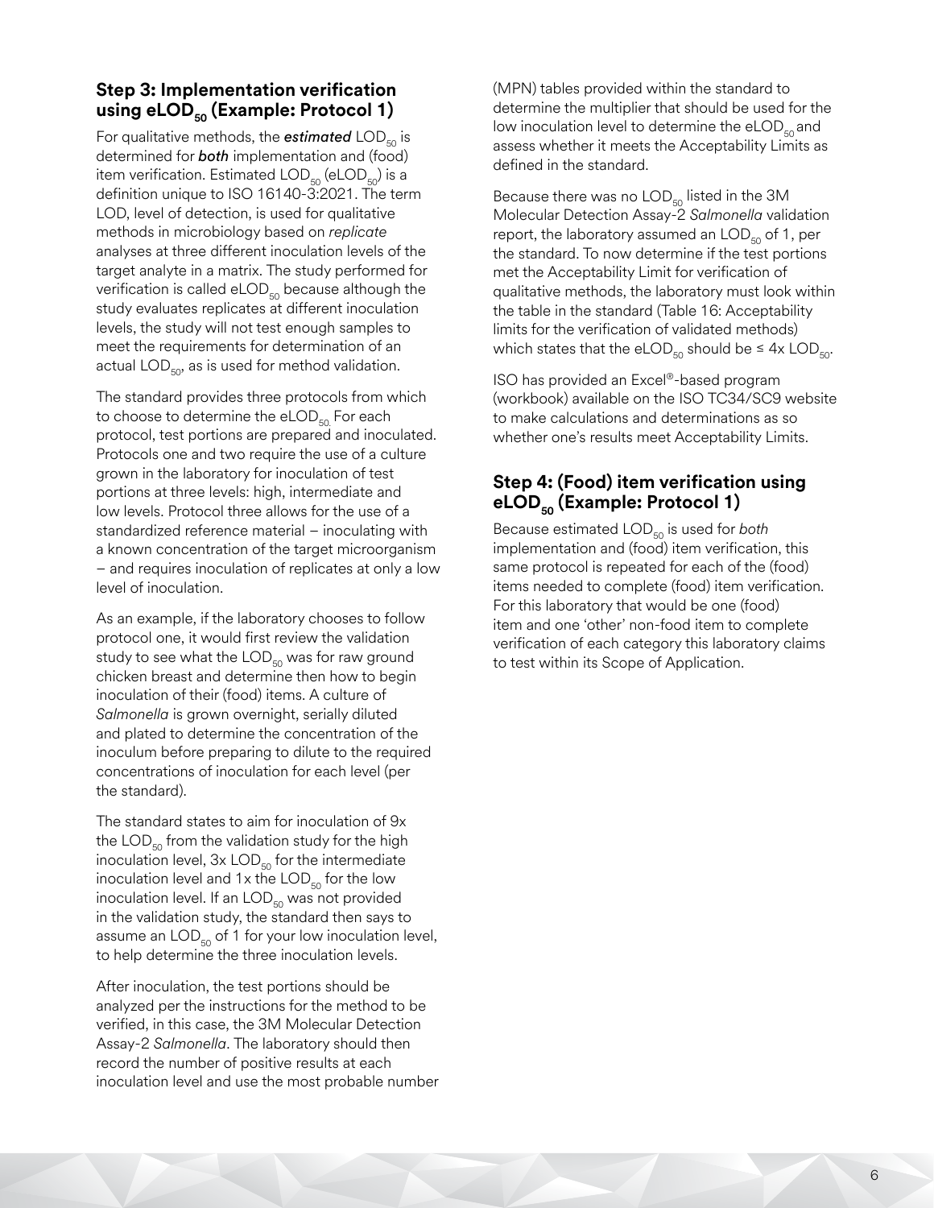### Step 3: Implementation verification using $eLOD_{50}$ (Example: Protocol 1)

For qualitative methods, the ***estimated*** $LOD_{50}$ is determined for ***both*** implementation and (food) item verification. Estimated $LOD_{50}$ ($eLOD_{50}$) is a definition unique to ISO 16140-3:2021. The term LOD, level of detection, is used for qualitative methods in microbiology based on *replicate* analyses at three different inoculation levels of the target analyte in a matrix. The study performed for verification is called $eLOD_{50}$ because although the study evaluates replicates at different inoculation levels, the study will not test enough samples to meet the requirements for determination of an actual $LOD_{50}$, as is used for method validation.

The standard provides three protocols from which to choose to determine the $eLOD_{50}$. For each protocol, test portions are prepared and inoculated. Protocols one and two require the use of a culture grown in the laboratory for inoculation of test portions at three levels: high, intermediate and low levels. Protocol three allows for the use of a standardized reference material – inoculating with a known concentration of the target microorganism – and requires inoculation of replicates at only a low level of inoculation.

As an example, if the laboratory chooses to follow protocol one, it would first review the validation study to see what the $LOD_{50}$ was for raw ground chicken breast and determine then how to begin inoculation of their (food) items. A culture of *Salmonella* is grown overnight, serially diluted and plated to determine the concentration of the inoculum before preparing to dilute to the required concentrations of inoculation for each level (per the standard).

The standard states to aim for inoculation of 9x the $LOD_{50}$ from the validation study for the high inoculation level, 3x $LOD_{50}$ for the intermediate inoculation level and 1x the $LOD_{50}$ for the low inoculation level. If an $LOD_{50}$ was not provided in the validation study, the standard then says to assume an $LOD_{50}$ of 1 for your low inoculation level, to help determine the three inoculation levels.

After inoculation, the test portions should be analyzed per the instructions for the method to be verified, in this case, the 3M Molecular Detection Assay-2 *Salmonella*. The laboratory should then record the number of positive results at each inoculation level and use the most probable number (MPN) tables provided within the standard to determine the multiplier that should be used for the low inoculation level to determine the $eLOD_{50}$ and assess whether it meets the Acceptability Limits as defined in the standard.

Because there was no $LOD_{50}$ listed in the 3M Molecular Detection Assay-2 *Salmonella* validation report, the laboratory assumed an $LOD_{50}$ of 1, per the standard. To now determine if the test portions met the Acceptability Limit for verification of qualitative methods, the laboratory must look within the table in the standard (Table 16: Acceptability limits for the verification of validated methods) which states that the $eLOD_{50}$ should be $\leq$ 4x $LOD_{50}$.

ISO has provided an Excel®-based program (workbook) available on the ISO TC34/SC9 website to make calculations and determinations as so whether one's results meet Acceptability Limits.

### Step 4: (Food) item verification using $eLOD_{50}$ (Example: Protocol 1)

Because estimated $LOD_{50}$ is used for *both* implementation and (food) item verification, this same protocol is repeated for each of the (food) items needed to complete (food) item verification. For this laboratory that would be one (food) item and one 'other' non-food item to complete verification of each category this laboratory claims to test within its Scope of Application.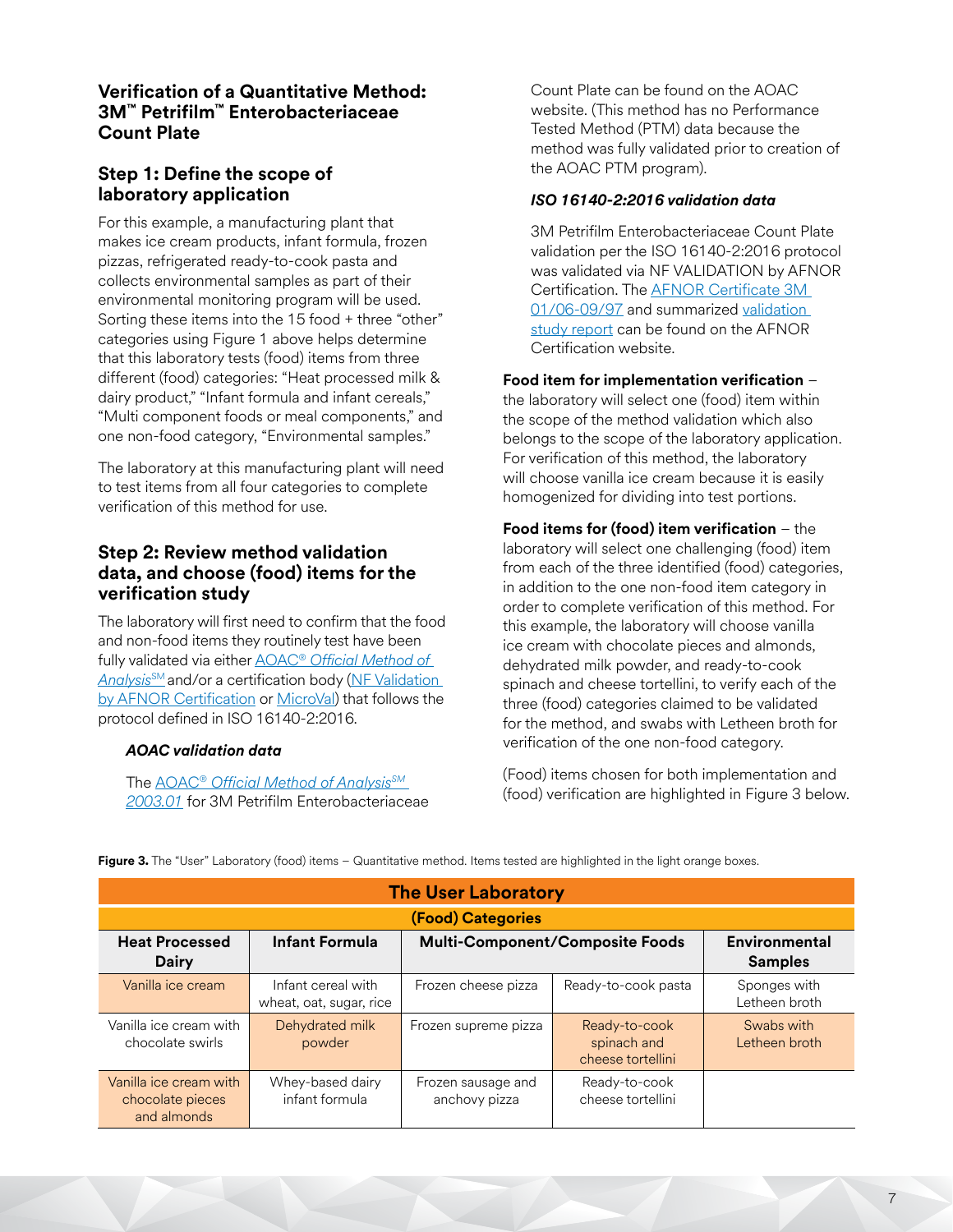## Verification of a Quantitative Method: 3M™ Petrifilm™ Enterobacteriaceae Count Plate

### Step 1: Define the scope of laboratory application

For this example, a manufacturing plant that makes ice cream products, infant formula, frozen pizzas, refrigerated ready-to-cook pasta and collects environmental samples as part of their environmental monitoring program will be used. Sorting these items into the 15 food + three "other" categories using Figure 1 above helps determine that this laboratory tests (food) items from three different (food) categories: "Heat processed milk & dairy product," "Infant formula and infant cereals," "Multi component foods or meal components," and one non-food category, "Environmental samples."

The laboratory at this manufacturing plant will need to test items from all four categories to complete verification of this method for use.

### Step 2: Review method validation data, and choose (food) items for the verification study

The laboratory will first need to confirm that the food and non-food items they routinely test have been fully validated via either AOAC® *Official Method of Analysis*SM and/or a certification body (NF Validation by AFNOR Certification or MicroVal) that follows the protocol defined in ISO 16140-2:2016.

***AOAC validation data***

The AOAC® *Official Method of Analysis*SM *2003.01* for 3M Petrifilm Enterobacteriaceae Count Plate can be found on the AOAC website. (This method has no Performance Tested Method (PTM) data because the method was fully validated prior to creation of the AOAC PTM program).

***ISO 16140-2:2016 validation data***

3M Petrifilm Enterobacteriaceae Count Plate validation per the ISO 16140-2:2016 protocol was validated via NF VALIDATION by AFNOR Certification. The AFNOR Certificate 3M 01/06-09/97 and summarized validation study report can be found on the AFNOR Certification website.

**Food item for implementation verification** – the laboratory will select one (food) item within the scope of the method validation which also belongs to the scope of the laboratory application. For verification of this method, the laboratory will choose vanilla ice cream because it is easily homogenized for dividing into test portions.

**Food items for (food) item verification** – the laboratory will select one challenging (food) item from each of the three identified (food) categories, in addition to the one non-food item category in order to complete verification of this method. For this example, the laboratory will choose vanilla ice cream with chocolate pieces and almonds, dehydrated milk powder, and ready-to-cook spinach and cheese tortellini, to verify each of the three (food) categories claimed to be validated for the method, and swabs with Letheen broth for verification of the one non-food category.

(Food) items chosen for both implementation and (food) verification are highlighted in Figure 3 below.

**Figure 3.** The "User" Laboratory (food) items – Quantitative method. Items tested are highlighted in the light orange boxes.

| The User Laboratory | | | | |
|---|---|---|---|---|
| (Food) Categories | | | | |
| **Heat Processed Dairy** | **Infant Formula** | **Multi-Component/Composite Foods** | | **Environmental Samples** |
| Vanilla ice cream | Infant cereal with wheat, oat, sugar, rice | Frozen cheese pizza | Ready-to-cook pasta | Sponges with Letheen broth |
| Vanilla ice cream with chocolate swirls | Dehydrated milk powder | Frozen supreme pizza | Ready-to-cook spinach and cheese tortellini | Swabs with Letheen broth |
| Vanilla ice cream with chocolate pieces and almonds | Whey-based dairy infant formula | Frozen sausage and anchovy pizza | Ready-to-cook cheese tortellini | |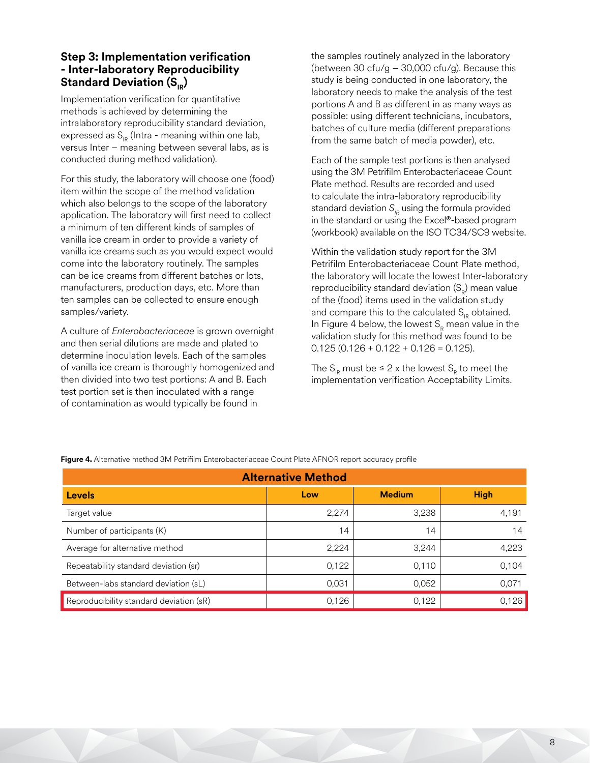### Step 3: Implementation verification - Inter-laboratory Reproducibility Standard Deviation ($S_{IR}$)

Implementation verification for quantitative methods is achieved by determining the intralaboratory reproducibility standard deviation, expressed as $S_{IR}$ (Intra - meaning within one lab, versus Inter – meaning between several labs, as is conducted during method validation).

For this study, the laboratory will choose one (food) item within the scope of the method validation which also belongs to the scope of the laboratory application. The laboratory will first need to collect a minimum of ten different kinds of samples of vanilla ice cream in order to provide a variety of vanilla ice creams such as you would expect would come into the laboratory routinely. The samples can be ice creams from different batches or lots, manufacturers, production days, etc. More than ten samples can be collected to ensure enough samples/variety.

A culture of *Enterobacteriaceae* is grown overnight and then serial dilutions are made and plated to determine inoculation levels. Each of the samples of vanilla ice cream is thoroughly homogenized and then divided into two test portions: A and B. Each test portion set is then inoculated with a range of contamination as would typically be found in the samples routinely analyzed in the laboratory (between 30 cfu/g – 30,000 cfu/g). Because this study is being conducted in one laboratory, the laboratory needs to make the analysis of the test portions A and B as different in as many ways as possible: using different technicians, incubators, batches of culture media (different preparations from the same batch of media powder), etc.

Each of the sample test portions is then analysed using the 3M Petrifilm Enterobacteriaceae Count Plate method. Results are recorded and used to calculate the intra-laboratory reproducibility standard deviation $S_{IR}$ using the formula provided in the standard or using the Excel®-based program (workbook) available on the ISO TC34/SC9 website.

Within the validation study report for the 3M Petrifilm Enterobacteriaceae Count Plate method, the laboratory will locate the lowest Inter-laboratory reproducibility standard deviation ($S_R$) mean value of the (food) items used in the validation study and compare this to the calculated $S_{IR}$ obtained. In Figure 4 below, the lowest $S_R$ mean value in the validation study for this method was found to be 0.125 (0.126 + 0.122 + 0.126 = 0.125).

The $S_{IR}$ must be ≤ 2 x the lowest $S_R$ to meet the implementation verification Acceptability Limits.

**Figure 4.** Alternative method 3M Petrifilm Enterobacteriaceae Count Plate AFNOR report accuracy profile

| Alternative Method | | | |
|---|---|---|---|
| **Levels** | **Low** | **Medium** | **High** |
| Target value | 2,274 | 3,238 | 4,191 |
| Number of participants (K) | 14 | 14 | 14 |
| Average for alternative method | 2,224 | 3,244 | 4,223 |
| Repeatability standard deviation (sr) | 0,122 | 0,110 | 0,104 |
| Between-labs standard deviation (sL) | 0,031 | 0,052 | 0,071 |
| Reproducibility standard deviation (sR) | 0,126 | 0,122 | 0,126 |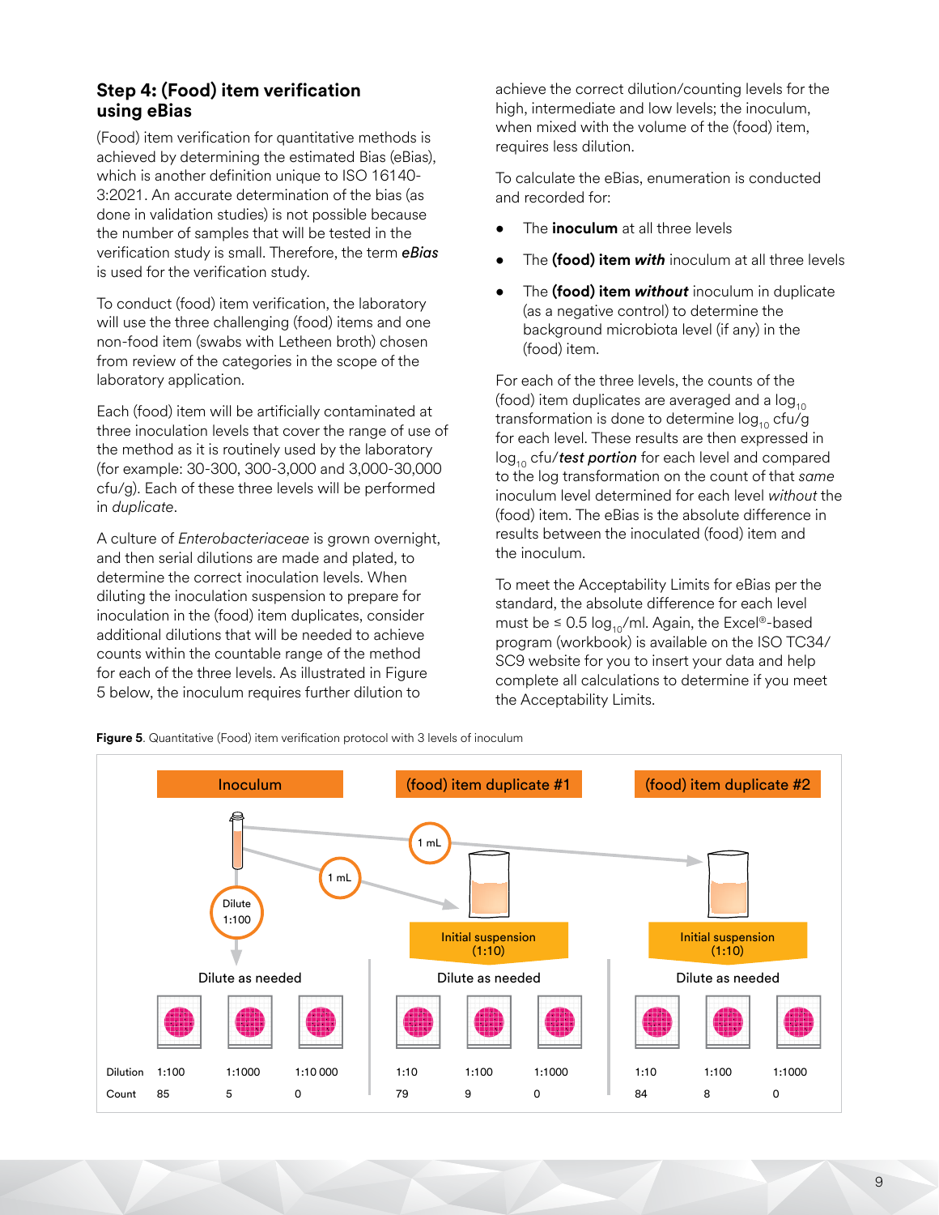## Step 4: (Food) item verification using eBias

(Food) item verification for quantitative methods is achieved by determining the estimated Bias (eBias), which is another definition unique to ISO 16140-3:2021. An accurate determination of the bias (as done in validation studies) is not possible because the number of samples that will be tested in the verification study is small. Therefore, the term ***eBias*** is used for the verification study.

To conduct (food) item verification, the laboratory will use the three challenging (food) items and one non-food item (swabs with Letheen broth) chosen from review of the categories in the scope of the laboratory application.

Each (food) item will be artificially contaminated at three inoculation levels that cover the range of use of the method as it is routinely used by the laboratory (for example: 30-300, 300-3,000 and 3,000-30,000 cfu/g). Each of these three levels will be performed in *duplicate*.

A culture of *Enterobacteriaceae* is grown overnight, and then serial dilutions are made and plated, to determine the correct inoculation levels. When diluting the inoculation suspension to prepare for inoculation in the (food) item duplicates, consider additional dilutions that will be needed to achieve counts within the countable range of the method for each of the three levels. As illustrated in Figure 5 below, the inoculum requires further dilution to achieve the correct dilution/counting levels for the high, intermediate and low levels; the inoculum, when mixed with the volume of the (food) item, requires less dilution.

To calculate the eBias, enumeration is conducted and recorded for:

- The **inoculum** at all three levels
- The **(food) item *with*** inoculum at all three levels
- The **(food) item *without*** inoculum in duplicate (as a negative control) to determine the background microbiota level (if any) in the (food) item.

For each of the three levels, the counts of the (food) item duplicates are averaged and a $\log_{10}$ transformation is done to determine $\log_{10}$ cfu/g for each level. These results are then expressed in $\log_{10}$ cfu/***test portion*** for each level and compared to the log transformation on the count of that *same* inoculum level determined for each level *without* the (food) item. The eBias is the absolute difference in results between the inoculated (food) item and the inoculum.

To meet the Acceptability Limits for eBias per the standard, the absolute difference for each level must be ≤ 0.5 $\log_{10}$/ml. Again, the Excel®-based program (workbook) is available on the ISO TC34/SC9 website for you to insert your data and help complete all calculations to determine if you meet the Acceptability Limits.

**Figure 5**. Quantitative (Food) item verification protocol with 3 levels of inoculum

| | Inoculum | | | (food) item duplicate #1 | | | (food) item duplicate #2 | | |
|---|---|---|---|---|---|---|---|---|---|
| | Dilute 1:100; Dilute as needed | | | 1 mL → Initial suspension (1:10); Dilute as needed | | | 1 mL → Initial suspension (1:10); Dilute as needed | | |
| Dilution | 1:100 | 1:1000 | 1:10 000 | 1:10 | 1:100 | 1:1000 | 1:10 | 1:100 | 1:1000 |
| Count | 85 | 5 | 0 | 79 | 9 | 0 | 84 | 8 | 0 |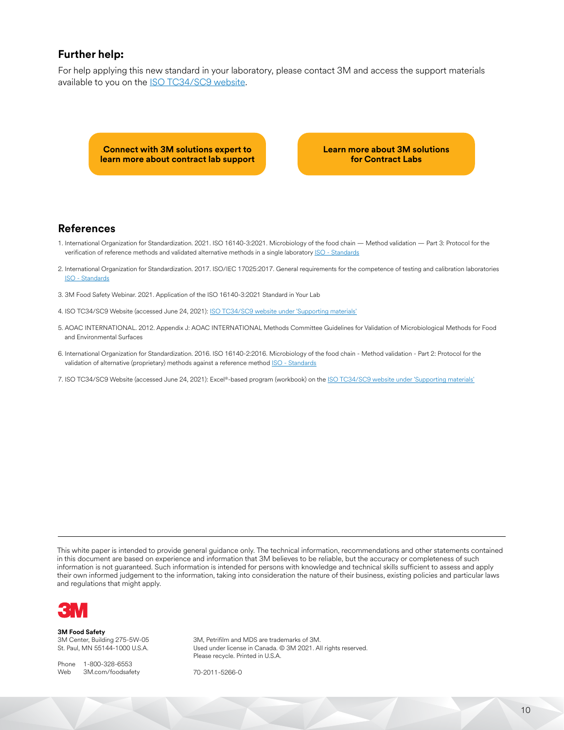## Further help:

For help applying this new standard in your laboratory, please contact 3M and access the support materials available to you on the ISO TC34/SC9 website.

**Connect with 3M solutions expert to learn more about contract lab support**

**Learn more about 3M solutions for Contract Labs**

## References

1. International Organization for Standardization. 2021. ISO 16140-3:2021. Microbiology of the food chain — Method validation — Part 3: Protocol for the verification of reference methods and validated alternative methods in a single laboratory ISO - Standards
2. International Organization for Standardization. 2017. ISO/IEC 17025:2017. General requirements for the competence of testing and calibration laboratories ISO - Standards
3. 3M Food Safety Webinar. 2021. Application of the ISO 16140-3:2021 Standard in Your Lab
4. ISO TC34/SC9 Website (accessed June 24, 2021): ISO TC34/SC9 website under 'Supporting materials'
5. AOAC INTERNATIONAL. 2012. Appendix J: AOAC INTERNATIONAL Methods Committee Guidelines for Validation of Microbiological Methods for Food and Environmental Surfaces
6. International Organization for Standardization. 2016. ISO 16140-2:2016. Microbiology of the food chain - Method validation - Part 2: Protocol for the validation of alternative (proprietary) methods against a reference method ISO - Standards
7. ISO TC34/SC9 Website (accessed June 24, 2021): Excel®-based program (workbook) on the ISO TC34/SC9 website under 'Supporting materials'

---

This white paper is intended to provide general guidance only. The technical information, recommendations and other statements contained in this document are based on experience and information that 3M believes to be reliable, but the accuracy or completeness of such information is not guaranteed. Such information is intended for persons with knowledge and technical skills sufficient to assess and apply their own informed judgement to the information, taking into consideration the nature of their business, existing policies and particular laws and regulations that might apply.

3M

**3M Food Safety**
3M Center, Building 275-5W-05
St. Paul, MN 55144-1000 U.S.A.

Phone 1-800-328-6553
Web 3M.com/foodsafety

3M, Petrifilm and MDS are trademarks of 3M.
Used under license in Canada. © 3M 2021. All rights reserved.
Please recycle. Printed in U.S.A.

70-2011-5266-0